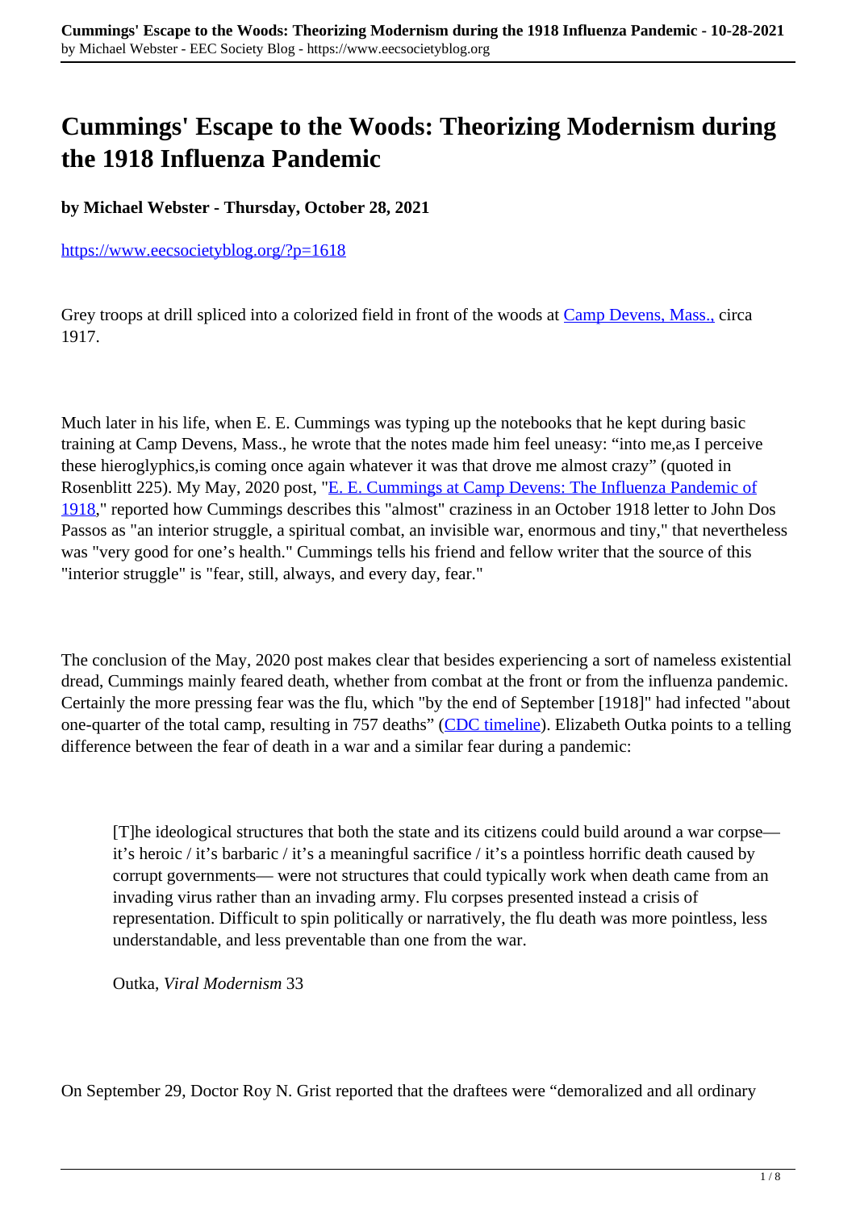# Cummings' Escape to the Woods: Theorizing Modernism during the 1918 Influenza Pandemic

**by Michael Webster - Thursday, October 28, 2021**

https://www.eecsocietyblog.org/?p=1618

Grey troops at drill spliced into a colorized field in front of the woods at Camp Devens, Mass., circa 1917.

Much later in his life, when E. E. Cummings was typing up the notebooks that he kept during basic training at Camp Devens, Mass., he wrote that the notes made him feel uneasy: "into me,as I perceive these hieroglyphics,is coming once again whatever it was that drove me almost crazy" (quoted in Rosenblitt 225). My May, 2020 post, "E. E. Cummings at Camp Devens: The Influenza Pandemic of 1918," reported how Cummings describes this "almost" craziness in an October 1918 letter to John Dos Passos as "an interior struggle, a spiritual combat, an invisible war, enormous and tiny," that nevertheless was "very good for one's health." Cummings tells his friend and fellow writer that the source of this "interior struggle" is "fear, still, always, and every day, fear."

The conclusion of the May, 2020 post makes clear that besides experiencing a sort of nameless existential dread, Cummings mainly feared death, whether from combat at the front or from the influenza pandemic. Certainly the more pressing fear was the flu, which "by the end of September [1918]" had infected "about one-quarter of the total camp, resulting in 757 deaths" (CDC timeline). Elizabeth Outka points to a telling difference between the fear of death in a war and a similar fear during a pandemic:

> [T]he ideological structures that both the state and its citizens could build around a war corpse—it's heroic / it's barbaric / it's a meaningful sacrifice / it's a pointless horrific death caused by corrupt governments— were not structures that could typically work when death came from an invading virus rather than an invading army. Flu corpses presented instead a crisis of representation. Difficult to spin politically or narratively, the flu death was more pointless, less understandable, and less preventable than one from the war.
>
> Outka, *Viral Modernism* 33

On September 29, Doctor Roy N. Grist reported that the draftees were "demoralized and all ordinary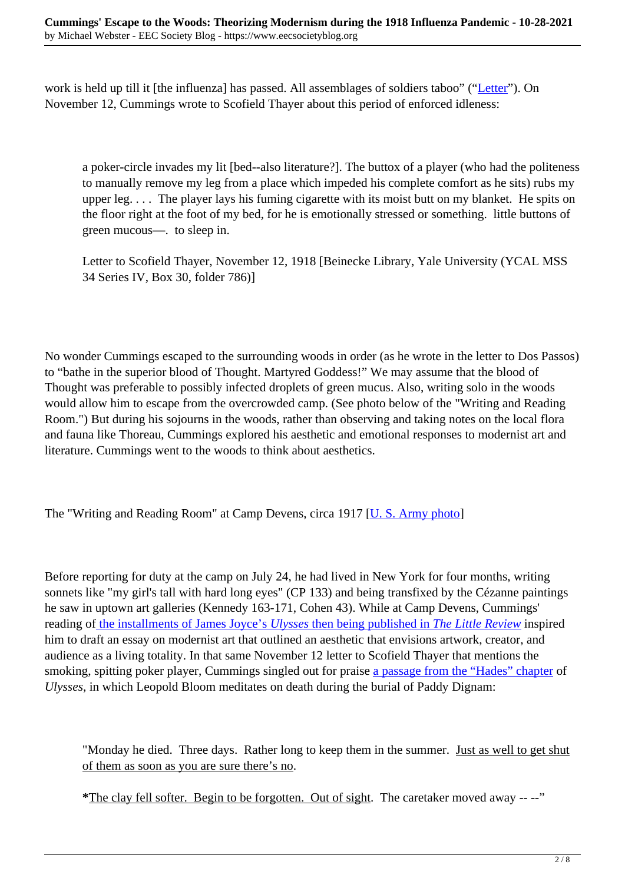work is held up till it [the influenza] has passed. All assemblages of soldiers taboo" ("Letter"). On November 12, Cummings wrote to Scofield Thayer about this period of enforced idleness:

> a poker-circle invades my lit [bed--also literature?]. The buttox of a player (who had the politeness to manually remove my leg from a place which impeded his complete comfort as he sits) rubs my upper leg. . . . The player lays his fuming cigarette with its moist butt on my blanket. He spits on the floor right at the foot of my bed, for he is emotionally stressed or something. little buttons of green mucous—. to sleep in.
>
> Letter to Scofield Thayer, November 12, 1918 [Beinecke Library, Yale University (YCAL MSS 34 Series IV, Box 30, folder 786)]

No wonder Cummings escaped to the surrounding woods in order (as he wrote in the letter to Dos Passos) to "bathe in the superior blood of Thought. Martyred Goddess!" We may assume that the blood of Thought was preferable to possibly infected droplets of green mucus. Also, writing solo in the woods would allow him to escape from the overcrowded camp. (See photo below of the "Writing and Reading Room.") But during his sojourns in the woods, rather than observing and taking notes on the local flora and fauna like Thoreau, Cummings explored his aesthetic and emotional responses to modernist art and literature. Cummings went to the woods to think about aesthetics.

The "Writing and Reading Room" at Camp Devens, circa 1917 [U. S. Army photo]

Before reporting for duty at the camp on July 24, he had lived in New York for four months, writing sonnets like "my girl's tall with hard long eyes" (CP 133) and being transfixed by the Cézanne paintings he saw in uptown art galleries (Kennedy 163-171, Cohen 43). While at Camp Devens, Cummings' reading of the installments of James Joyce's *Ulysses* then being published in *The Little Review* inspired him to draft an essay on modernist art that outlined an aesthetic that envisions artwork, creator, and audience as a living totality. In that same November 12 letter to Scofield Thayer that mentions the smoking, spitting poker player, Cummings singled out for praise a passage from the "Hades" chapter of *Ulysses*, in which Leopold Bloom meditates on death during the burial of Paddy Dignam:

> "Monday he died. Three days. Rather long to keep them in the summer. <u>Just as well to get shut of them as soon as you are sure there's no</u>.
>
> **\***<u>The clay fell softer. Begin to be forgotten. Out of sight</u>. The caretaker moved away -- --"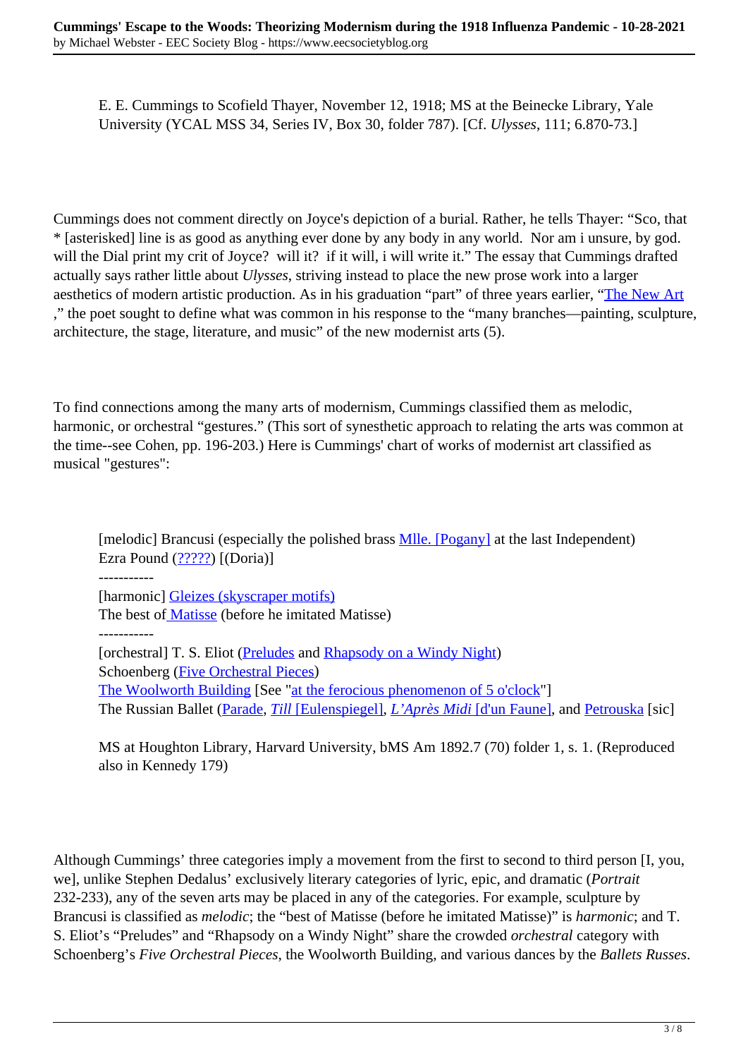> E. E. Cummings to Scofield Thayer, November 12, 1918; MS at the Beinecke Library, Yale University (YCAL MSS 34, Series IV, Box 30, folder 787). [Cf. *Ulysses*, 111; 6.870-73.]

Cummings does not comment directly on Joyce's depiction of a burial. Rather, he tells Thayer: "Sco, that * [asterisked] line is as good as anything ever done by any body in any world. Nor am i unsure, by god. will the Dial print my crit of Joyce? will it? if it will, i will write it." The essay that Cummings drafted actually says rather little about *Ulysses*, striving instead to place the new prose work into a larger aesthetics of modern artistic production. As in his graduation "part" of three years earlier, "The New Art," the poet sought to define what was common in his response to the "many branches—painting, sculpture, architecture, the stage, literature, and music" of the new modernist arts (5).

To find connections among the many arts of modernism, Cummings classified them as melodic, harmonic, or orchestral "gestures." (This sort of synesthetic approach to relating the arts was common at the time--see Cohen, pp. 196-203.) Here is Cummings' chart of works of modernist art classified as musical "gestures":

> [melodic] Brancusi (especially the polished brass Mlle. [Pogany] at the last Independent)
> Ezra Pound (?????) [(Doria)]
> -----------
> [harmonic] Gleizes (skyscraper motifs)
> The best of Matisse (before he imitated Matisse)
> -----------
> [orchestral] T. S. Eliot (Preludes and Rhapsody on a Windy Night)
> Schoenberg (Five Orchestral Pieces)
> The Woolworth Building [See "at the ferocious phenomenon of 5 o'clock"]
> The Russian Ballet (Parade, *Till* [Eulenspiegel], *L'Après Midi* [d'un Faune], and Petrouska [sic]
>
> MS at Houghton Library, Harvard University, bMS Am 1892.7 (70) folder 1, s. 1. (Reproduced also in Kennedy 179)

Although Cummings' three categories imply a movement from the first to second to third person [I, you, we], unlike Stephen Dedalus' exclusively literary categories of lyric, epic, and dramatic (*Portrait* 232-233), any of the seven arts may be placed in any of the categories. For example, sculpture by Brancusi is classified as *melodic*; the "best of Matisse (before he imitated Matisse)" is *harmonic*; and T. S. Eliot's "Preludes" and "Rhapsody on a Windy Night" share the crowded *orchestral* category with Schoenberg's *Five Orchestral Pieces*, the Woolworth Building, and various dances by the *Ballets Russes*.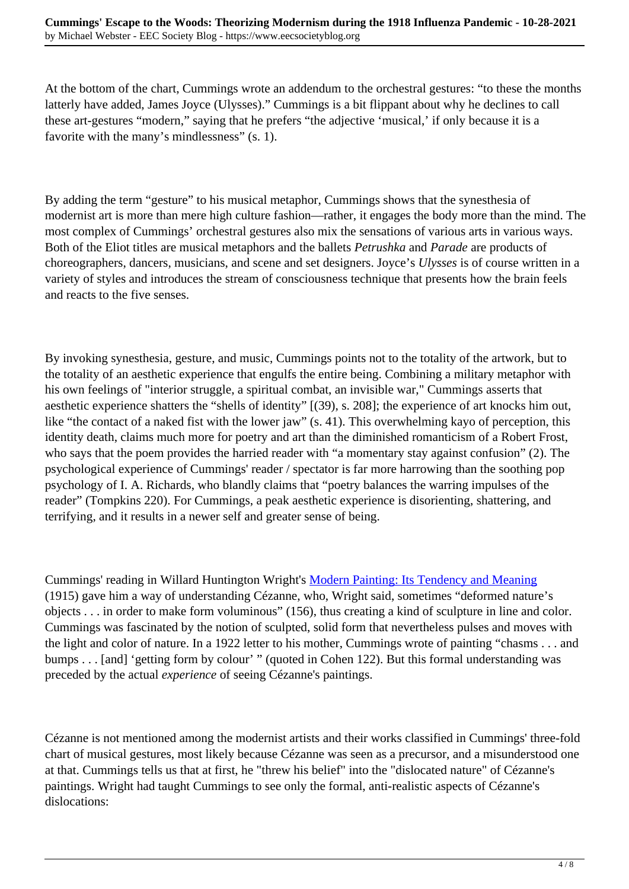At the bottom of the chart, Cummings wrote an addendum to the orchestral gestures: “to these the months latterly have added, James Joyce (Ulysses).” Cummings is a bit flippant about why he declines to call these art-gestures “modern,” saying that he prefers “the adjective ‘musical,’ if only because it is a favorite with the many’s mindlessness” (s. 1).

By adding the term “gesture” to his musical metaphor, Cummings shows that the synesthesia of modernist art is more than mere high culture fashion—rather, it engages the body more than the mind. The most complex of Cummings’ orchestral gestures also mix the sensations of various arts in various ways. Both of the Eliot titles are musical metaphors and the ballets *Petrushka* and *Parade* are products of choreographers, dancers, musicians, and scene and set designers. Joyce’s *Ulysses* is of course written in a variety of styles and introduces the stream of consciousness technique that presents how the brain feels and reacts to the five senses.

By invoking synesthesia, gesture, and music, Cummings points not to the totality of the artwork, but to the totality of an aesthetic experience that engulfs the entire being. Combining a military metaphor with his own feelings of "interior struggle, a spiritual combat, an invisible war," Cummings asserts that aesthetic experience shatters the “shells of identity” [(39), s. 208]; the experience of art knocks him out, like “the contact of a naked fist with the lower jaw” (s. 41). This overwhelming kayo of perception, this identity death, claims much more for poetry and art than the diminished romanticism of a Robert Frost, who says that the poem provides the harried reader with “a momentary stay against confusion” (2). The psychological experience of Cummings' reader / spectator is far more harrowing than the soothing pop psychology of I. A. Richards, who blandly claims that “poetry balances the warring impulses of the reader” (Tompkins 220). For Cummings, a peak aesthetic experience is disorienting, shattering, and terrifying, and it results in a newer self and greater sense of being.

Cummings' reading in Willard Huntington Wright's [Modern Painting: Its Tendency and Meaning] (1915) gave him a way of understanding Cézanne, who, Wright said, sometimes “deformed nature’s objects . . . in order to make form voluminous” (156), thus creating a kind of sculpture in line and color. Cummings was fascinated by the notion of sculpted, solid form that nevertheless pulses and moves with the light and color of nature. In a 1922 letter to his mother, Cummings wrote of painting “chasms . . . and bumps . . . [and] ‘getting form by colour’ ” (quoted in Cohen 122). But this formal understanding was preceded by the actual *experience* of seeing Cézanne's paintings.

Cézanne is not mentioned among the modernist artists and their works classified in Cummings' three-fold chart of musical gestures, most likely because Cézanne was seen as a precursor, and a misunderstood one at that. Cummings tells us that at first, he "threw his belief" into the "dislocated nature" of Cézanne's paintings. Wright had taught Cummings to see only the formal, anti-realistic aspects of Cézanne's dislocations: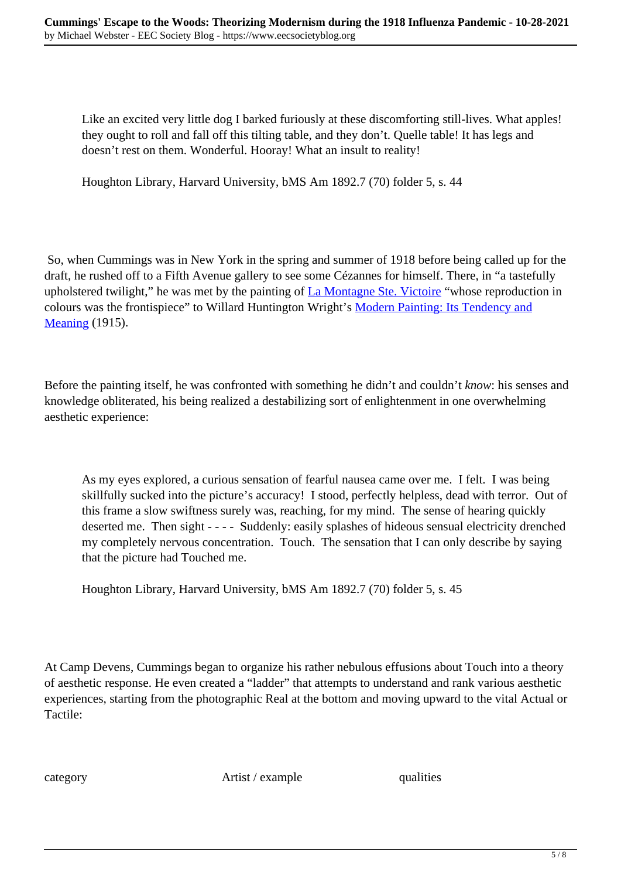> Like an excited very little dog I barked furiously at these discomforting still-lives. What apples! they ought to roll and fall off this tilting table, and they don't. Quelle table! It has legs and doesn't rest on them. Wonderful. Hooray! What an insult to reality!
>
> Houghton Library, Harvard University, bMS Am 1892.7 (70) folder 5, s. 44

So, when Cummings was in New York in the spring and summer of 1918 before being called up for the draft, he rushed off to a Fifth Avenue gallery to see some Cézannes for himself. There, in "a tastefully upholstered twilight," he was met by the painting of La Montagne Ste. Victoire "whose reproduction in colours was the frontispiece" to Willard Huntington Wright's Modern Painting: Its Tendency and Meaning (1915).

Before the painting itself, he was confronted with something he didn't and couldn't *know*: his senses and knowledge obliterated, his being realized a destabilizing sort of enlightenment in one overwhelming aesthetic experience:

> As my eyes explored, a curious sensation of fearful nausea came over me. I felt. I was being skillfully sucked into the picture's accuracy! I stood, perfectly helpless, dead with terror. Out of this frame a slow swiftness surely was, reaching, for my mind. The sense of hearing quickly deserted me. Then sight - - - - Suddenly: easily splashes of hideous sensual electricity drenched my completely nervous concentration. Touch. The sensation that I can only describe by saying that the picture had Touched me.
>
> Houghton Library, Harvard University, bMS Am 1892.7 (70) folder 5, s. 45

At Camp Devens, Cummings began to organize his rather nebulous effusions about Touch into a theory of aesthetic response. He even created a "ladder" that attempts to understand and rank various aesthetic experiences, starting from the photographic Real at the bottom and moving upward to the vital Actual or Tactile:

| category | Artist / example | qualities |
| --- | --- | --- |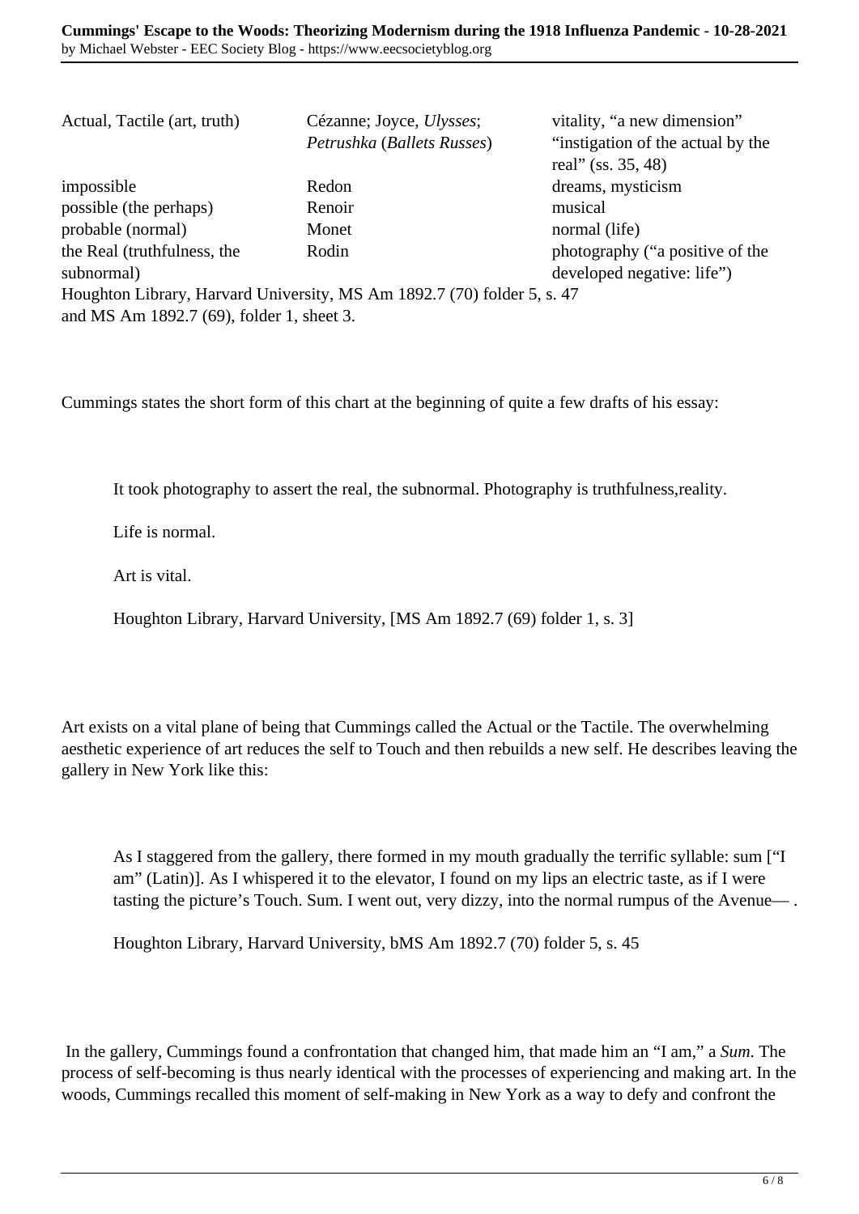| | | |
|---|---|---|
| Actual, Tactile (art, truth) | Cézanne; Joyce, *Ulysses*; *Petrushka* (*Ballets Russes*) | vitality, "a new dimension" "instigation of the actual by the real" (ss. 35, 48) |
| impossible | Redon | dreams, mysticism |
| possible (the perhaps) | Renoir | musical |
| probable (normal) | Monet | normal (life) |
| the Real (truthfulness, the subnormal) | Rodin | photography ("a positive of the developed negative: life") |

Houghton Library, Harvard University, MS Am 1892.7 (70) folder 5, s. 47 and MS Am 1892.7 (69), folder 1, sheet 3.

Cummings states the short form of this chart at the beginning of quite a few drafts of his essay:

> It took photography to assert the real, the subnormal. Photography is truthfulness,reality.
>
> Life is normal.
>
> Art is vital.
>
> Houghton Library, Harvard University, [MS Am 1892.7 (69) folder 1, s. 3]

Art exists on a vital plane of being that Cummings called the Actual or the Tactile. The overwhelming aesthetic experience of art reduces the self to Touch and then rebuilds a new self. He describes leaving the gallery in New York like this:

> As I staggered from the gallery, there formed in my mouth gradually the terrific syllable: sum ["I am" (Latin)]. As I whispered it to the elevator, I found on my lips an electric taste, as if I were tasting the picture's Touch. Sum. I went out, very dizzy, into the normal rumpus of the Avenue— .
>
> Houghton Library, Harvard University, bMS Am 1892.7 (70) folder 5, s. 45

In the gallery, Cummings found a confrontation that changed him, that made him an "I am," a *Sum*. The process of self-becoming is thus nearly identical with the processes of experiencing and making art. In the woods, Cummings recalled this moment of self-making in New York as a way to defy and confront the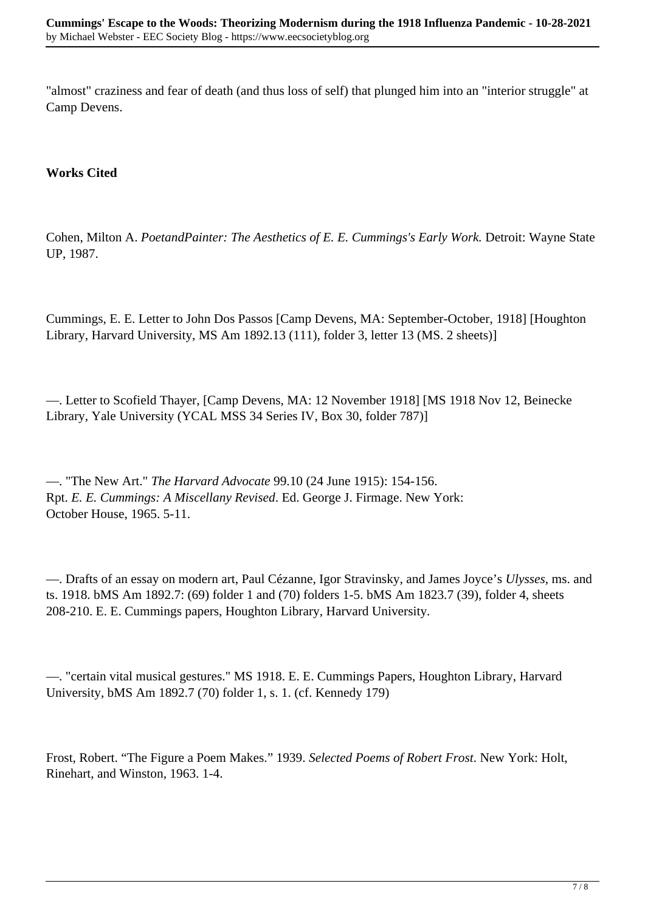"almost" craziness and fear of death (and thus loss of self) that plunged him into an "interior struggle" at Camp Devens.

**Works Cited**

Cohen, Milton A. *PoetandPainter: The Aesthetics of E. E. Cummings's Early Work.* Detroit: Wayne State UP, 1987.

Cummings, E. E. Letter to John Dos Passos [Camp Devens, MA: September-October, 1918] [Houghton Library, Harvard University, MS Am 1892.13 (111), folder 3, letter 13 (MS. 2 sheets)]

—. Letter to Scofield Thayer, [Camp Devens, MA: 12 November 1918] [MS 1918 Nov 12, Beinecke Library, Yale University (YCAL MSS 34 Series IV, Box 30, folder 787)]

—. "The New Art." *The Harvard Advocate* 99.10 (24 June 1915): 154-156.
Rpt. *E. E. Cummings: A Miscellany Revised*. Ed. George J. Firmage. New York:
October House, 1965. 5-11.

—. Drafts of an essay on modern art, Paul Cézanne, Igor Stravinsky, and James Joyce's *Ulysses*, ms. and ts. 1918. bMS Am 1892.7: (69) folder 1 and (70) folders 1-5. bMS Am 1823.7 (39), folder 4, sheets 208-210. E. E. Cummings papers, Houghton Library, Harvard University.

—. "certain vital musical gestures." MS 1918. E. E. Cummings Papers, Houghton Library, Harvard University, bMS Am 1892.7 (70) folder 1, s. 1. (cf. Kennedy 179)

Frost, Robert. "The Figure a Poem Makes." 1939. *Selected Poems of Robert Frost*. New York: Holt, Rinehart, and Winston, 1963. 1-4.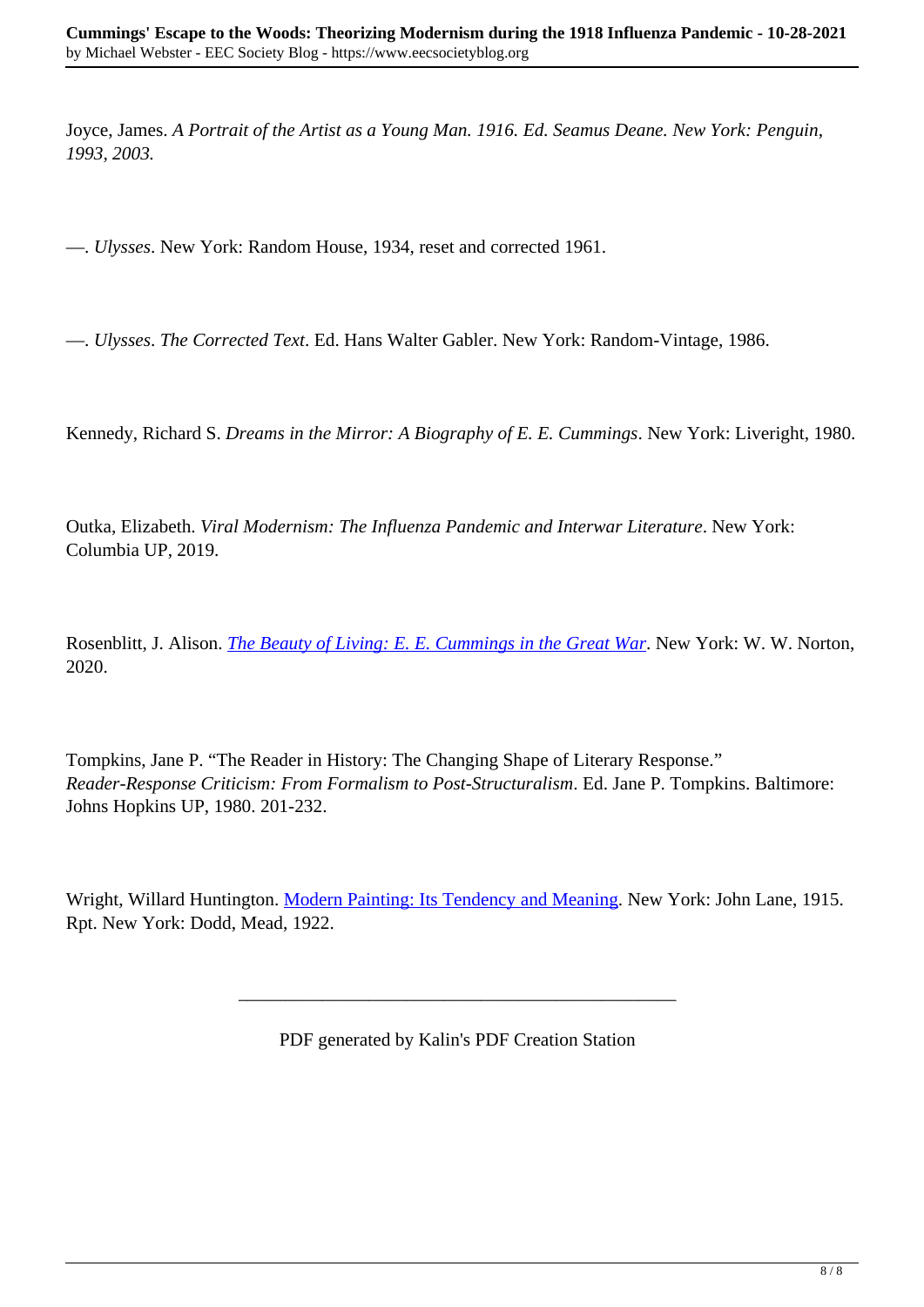Joyce, James. *A Portrait of the Artist as a Young Man. 1916. Ed. Seamus Deane. New York: Penguin, 1993, 2003.*

—. *Ulysses*. New York: Random House, 1934, reset and corrected 1961.

—. *Ulysses*. *The Corrected Text*. Ed. Hans Walter Gabler. New York: Random-Vintage, 1986.

Kennedy, Richard S. *Dreams in the Mirror: A Biography of E. E. Cummings*. New York: Liveright, 1980.

Outka, Elizabeth. *Viral Modernism: The Influenza Pandemic and Interwar Literature*. New York: Columbia UP, 2019.

Rosenblitt, J. Alison. *The Beauty of Living: E. E. Cummings in the Great War*. New York: W. W. Norton, 2020.

Tompkins, Jane P. "The Reader in History: The Changing Shape of Literary Response." *Reader-Response Criticism: From Formalism to Post-Structuralism*. Ed. Jane P. Tompkins. Baltimore: Johns Hopkins UP, 1980. 201-232.

Wright, Willard Huntington. Modern Painting: Its Tendency and Meaning. New York: John Lane, 1915. Rpt. New York: Dodd, Mead, 1922.

---

PDF generated by Kalin's PDF Creation Station